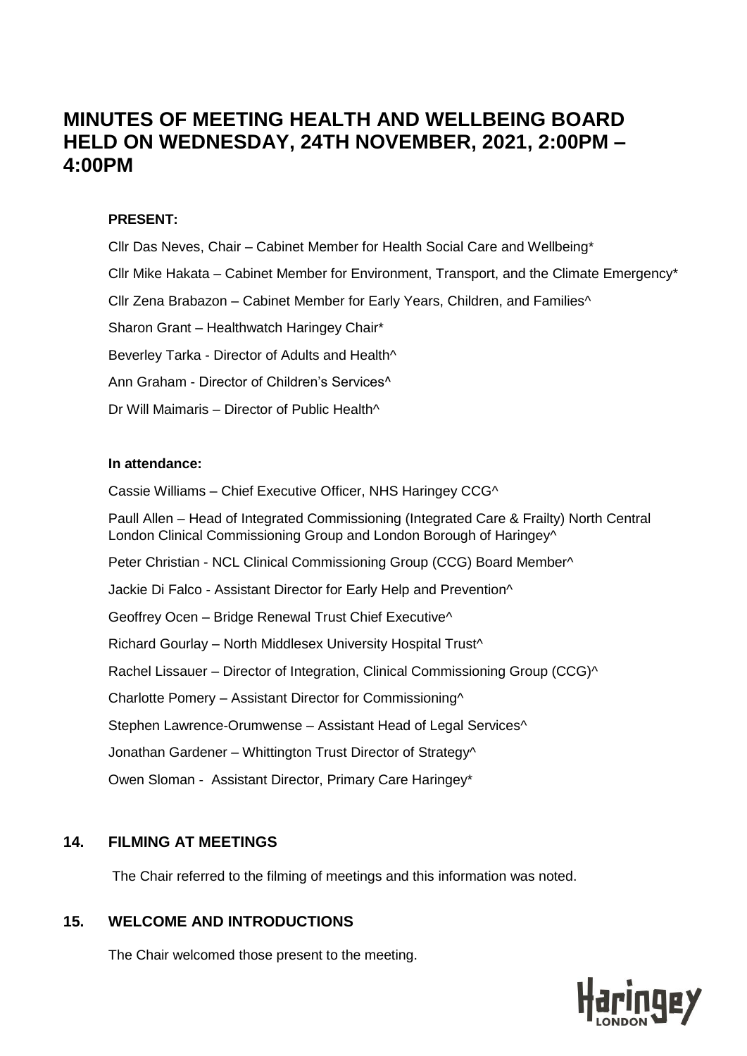# MINUTES OF MEETING HEALTH AND WELLBEING BOARD HELD ON WEDNESDAY, 24TH NOVEMBER, 2021, 2:00PM – 4:00PM

**PRESENT:**

Cllr Das Neves, Chair – Cabinet Member for Health Social Care and Wellbeing*

Cllr Mike Hakata – Cabinet Member for Environment, Transport, and the Climate Emergency*

Cllr Zena Brabazon – Cabinet Member for Early Years, Children, and Families^

Sharon Grant – Healthwatch Haringey Chair*

Beverley Tarka - Director of Adults and Health^

Ann Graham - Director of Children's Services^

Dr Will Maimaris – Director of Public Health^

**In attendance:**

Cassie Williams – Chief Executive Officer, NHS Haringey CCG^

Paull Allen – Head of Integrated Commissioning (Integrated Care & Frailty) North Central London Clinical Commissioning Group and London Borough of Haringey^

Peter Christian - NCL Clinical Commissioning Group (CCG) Board Member^

Jackie Di Falco - Assistant Director for Early Help and Prevention^

Geoffrey Ocen – Bridge Renewal Trust Chief Executive^

Richard Gourlay – North Middlesex University Hospital Trust^

Rachel Lissauer – Director of Integration, Clinical Commissioning Group (CCG)^

Charlotte Pomery – Assistant Director for Commissioning^

Stephen Lawrence-Orumwense – Assistant Head of Legal Services^

Jonathan Gardener – Whittington Trust Director of Strategy^

Owen Sloman - Assistant Director, Primary Care Haringey*

## 14. FILMING AT MEETINGS

The Chair referred to the filming of meetings and this information was noted.

## 15. WELCOME AND INTRODUCTIONS

The Chair welcomed those present to the meeting.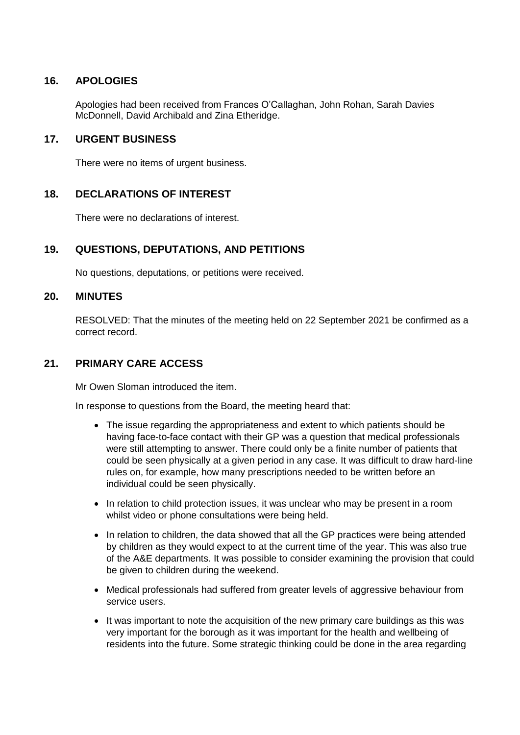## 16. APOLOGIES

Apologies had been received from Frances O'Callaghan, John Rohan, Sarah Davies McDonnell, David Archibald and Zina Etheridge.

## 17. URGENT BUSINESS

There were no items of urgent business.

## 18. DECLARATIONS OF INTEREST

There were no declarations of interest.

## 19. QUESTIONS, DEPUTATIONS, AND PETITIONS

No questions, deputations, or petitions were received.

## 20. MINUTES

RESOLVED: That the minutes of the meeting held on 22 September 2021 be confirmed as a correct record.

## 21. PRIMARY CARE ACCESS

Mr Owen Sloman introduced the item.

In response to questions from the Board, the meeting heard that:

- The issue regarding the appropriateness and extent to which patients should be having face-to-face contact with their GP was a question that medical professionals were still attempting to answer. There could only be a finite number of patients that could be seen physically at a given period in any case. It was difficult to draw hard-line rules on, for example, how many prescriptions needed to be written before an individual could be seen physically.
- In relation to child protection issues, it was unclear who may be present in a room whilst video or phone consultations were being held.
- In relation to children, the data showed that all the GP practices were being attended by children as they would expect to at the current time of the year. This was also true of the A&E departments. It was possible to consider examining the provision that could be given to children during the weekend.
- Medical professionals had suffered from greater levels of aggressive behaviour from service users.
- It was important to note the acquisition of the new primary care buildings as this was very important for the borough as it was important for the health and wellbeing of residents into the future. Some strategic thinking could be done in the area regarding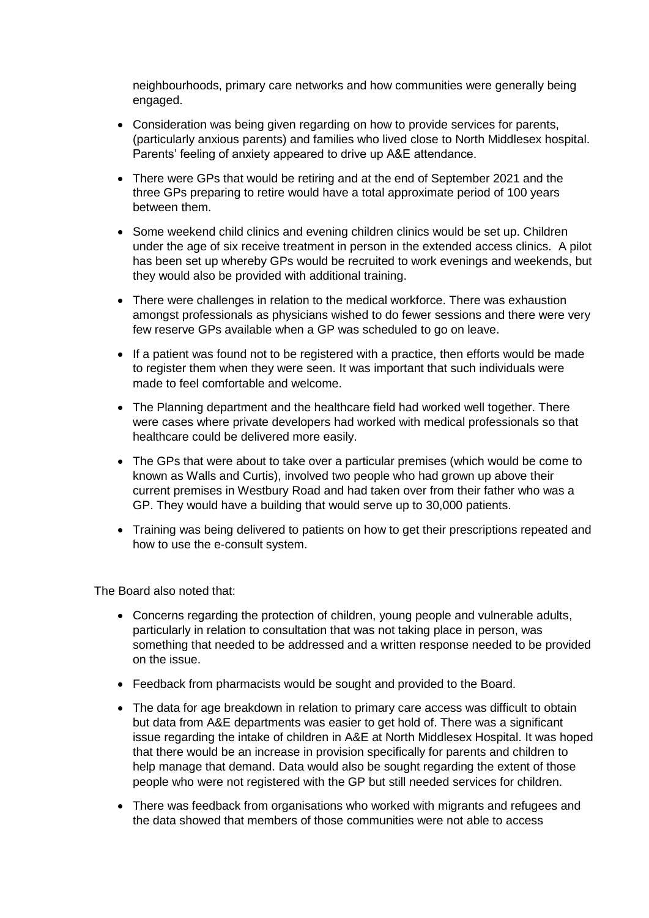neighbourhoods, primary care networks and how communities were generally being engaged.

- Consideration was being given regarding on how to provide services for parents, (particularly anxious parents) and families who lived close to North Middlesex hospital. Parents' feeling of anxiety appeared to drive up A&E attendance.

- There were GPs that would be retiring and at the end of September 2021 and the three GPs preparing to retire would have a total approximate period of 100 years between them.

- Some weekend child clinics and evening children clinics would be set up. Children under the age of six receive treatment in person in the extended access clinics. A pilot has been set up whereby GPs would be recruited to work evenings and weekends, but they would also be provided with additional training.

- There were challenges in relation to the medical workforce. There was exhaustion amongst professionals as physicians wished to do fewer sessions and there were very few reserve GPs available when a GP was scheduled to go on leave.

- If a patient was found not to be registered with a practice, then efforts would be made to register them when they were seen. It was important that such individuals were made to feel comfortable and welcome.

- The Planning department and the healthcare field had worked well together. There were cases where private developers had worked with medical professionals so that healthcare could be delivered more easily.

- The GPs that were about to take over a particular premises (which would be come to known as Walls and Curtis), involved two people who had grown up above their current premises in Westbury Road and had taken over from their father who was a GP. They would have a building that would serve up to 30,000 patients.

- Training was being delivered to patients on how to get their prescriptions repeated and how to use the e-consult system.

The Board also noted that:

- Concerns regarding the protection of children, young people and vulnerable adults, particularly in relation to consultation that was not taking place in person, was something that needed to be addressed and a written response needed to be provided on the issue.

- Feedback from pharmacists would be sought and provided to the Board.

- The data for age breakdown in relation to primary care access was difficult to obtain but data from A&E departments was easier to get hold of. There was a significant issue regarding the intake of children in A&E at North Middlesex Hospital. It was hoped that there would be an increase in provision specifically for parents and children to help manage that demand. Data would also be sought regarding the extent of those people who were not registered with the GP but still needed services for children.

- There was feedback from organisations who worked with migrants and refugees and the data showed that members of those communities were not able to access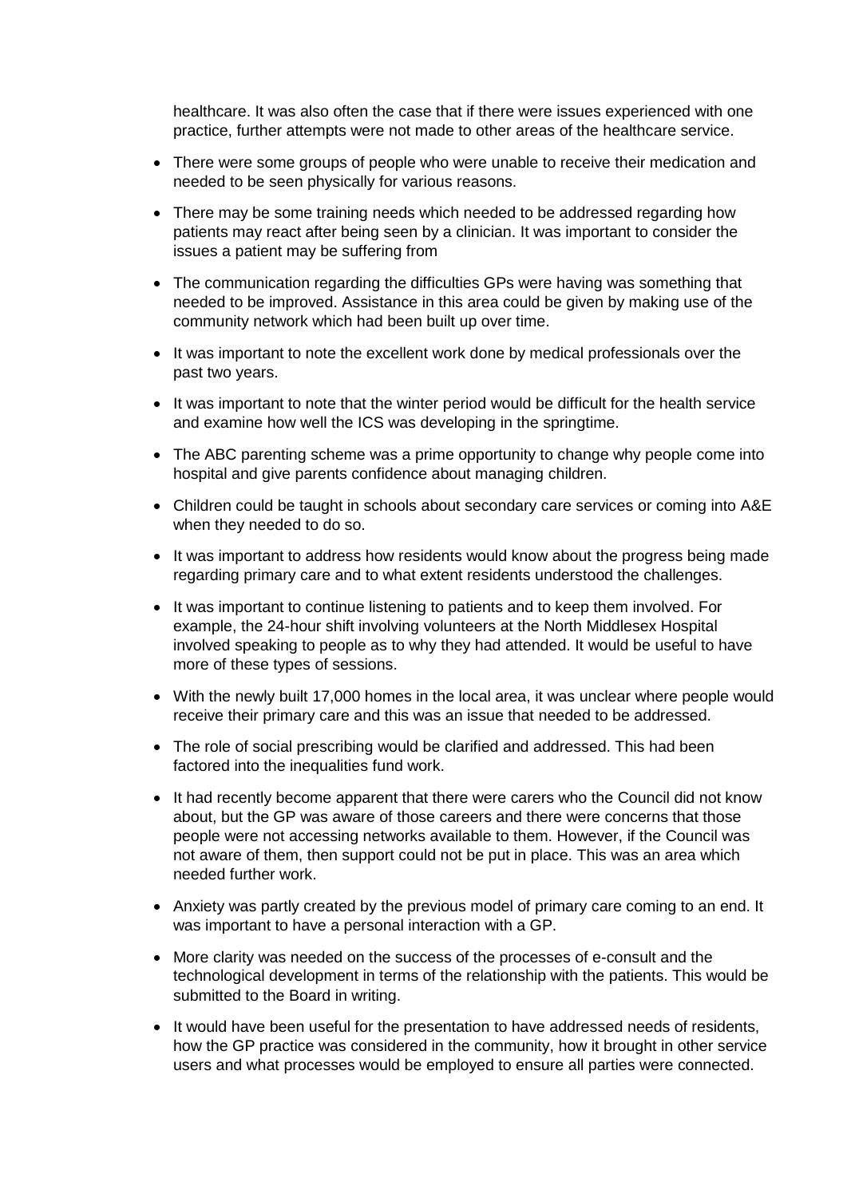healthcare. It was also often the case that if there were issues experienced with one practice, further attempts were not made to other areas of the healthcare service.

- There were some groups of people who were unable to receive their medication and needed to be seen physically for various reasons.
- There may be some training needs which needed to be addressed regarding how patients may react after being seen by a clinician. It was important to consider the issues a patient may be suffering from
- The communication regarding the difficulties GPs were having was something that needed to be improved. Assistance in this area could be given by making use of the community network which had been built up over time.
- It was important to note the excellent work done by medical professionals over the past two years.
- It was important to note that the winter period would be difficult for the health service and examine how well the ICS was developing in the springtime.
- The ABC parenting scheme was a prime opportunity to change why people come into hospital and give parents confidence about managing children.
- Children could be taught in schools about secondary care services or coming into A&E when they needed to do so.
- It was important to address how residents would know about the progress being made regarding primary care and to what extent residents understood the challenges.
- It was important to continue listening to patients and to keep them involved. For example, the 24-hour shift involving volunteers at the North Middlesex Hospital involved speaking to people as to why they had attended. It would be useful to have more of these types of sessions.
- With the newly built 17,000 homes in the local area, it was unclear where people would receive their primary care and this was an issue that needed to be addressed.
- The role of social prescribing would be clarified and addressed. This had been factored into the inequalities fund work.
- It had recently become apparent that there were carers who the Council did not know about, but the GP was aware of those careers and there were concerns that those people were not accessing networks available to them. However, if the Council was not aware of them, then support could not be put in place. This was an area which needed further work.
- Anxiety was partly created by the previous model of primary care coming to an end. It was important to have a personal interaction with a GP.
- More clarity was needed on the success of the processes of e-consult and the technological development in terms of the relationship with the patients. This would be submitted to the Board in writing.
- It would have been useful for the presentation to have addressed needs of residents, how the GP practice was considered in the community, how it brought in other service users and what processes would be employed to ensure all parties were connected.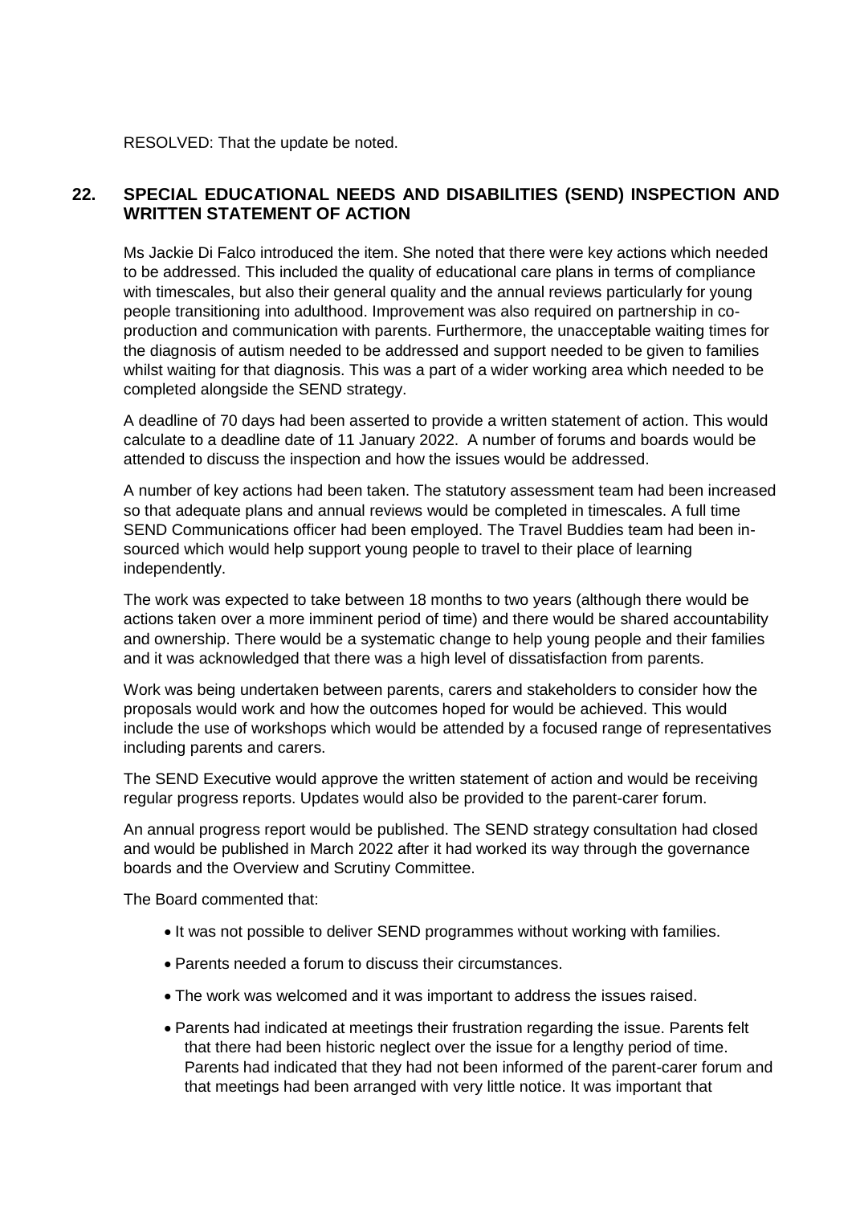RESOLVED: That the update be noted.

## 22. SPECIAL EDUCATIONAL NEEDS AND DISABILITIES (SEND) INSPECTION AND WRITTEN STATEMENT OF ACTION

Ms Jackie Di Falco introduced the item. She noted that there were key actions which needed to be addressed. This included the quality of educational care plans in terms of compliance with timescales, but also their general quality and the annual reviews particularly for young people transitioning into adulthood. Improvement was also required on partnership in co-production and communication with parents. Furthermore, the unacceptable waiting times for the diagnosis of autism needed to be addressed and support needed to be given to families whilst waiting for that diagnosis. This was a part of a wider working area which needed to be completed alongside the SEND strategy.

A deadline of 70 days had been asserted to provide a written statement of action. This would calculate to a deadline date of 11 January 2022. A number of forums and boards would be attended to discuss the inspection and how the issues would be addressed.

A number of key actions had been taken. The statutory assessment team had been increased so that adequate plans and annual reviews would be completed in timescales. A full time SEND Communications officer had been employed. The Travel Buddies team had been in-sourced which would help support young people to travel to their place of learning independently.

The work was expected to take between 18 months to two years (although there would be actions taken over a more imminent period of time) and there would be shared accountability and ownership. There would be a systematic change to help young people and their families and it was acknowledged that there was a high level of dissatisfaction from parents.

Work was being undertaken between parents, carers and stakeholders to consider how the proposals would work and how the outcomes hoped for would be achieved. This would include the use of workshops which would be attended by a focused range of representatives including parents and carers.

The SEND Executive would approve the written statement of action and would be receiving regular progress reports. Updates would also be provided to the parent-carer forum.

An annual progress report would be published. The SEND strategy consultation had closed and would be published in March 2022 after it had worked its way through the governance boards and the Overview and Scrutiny Committee.

The Board commented that:

- It was not possible to deliver SEND programmes without working with families.
- Parents needed a forum to discuss their circumstances.
- The work was welcomed and it was important to address the issues raised.
- Parents had indicated at meetings their frustration regarding the issue. Parents felt that there had been historic neglect over the issue for a lengthy period of time. Parents had indicated that they had not been informed of the parent-carer forum and that meetings had been arranged with very little notice. It was important that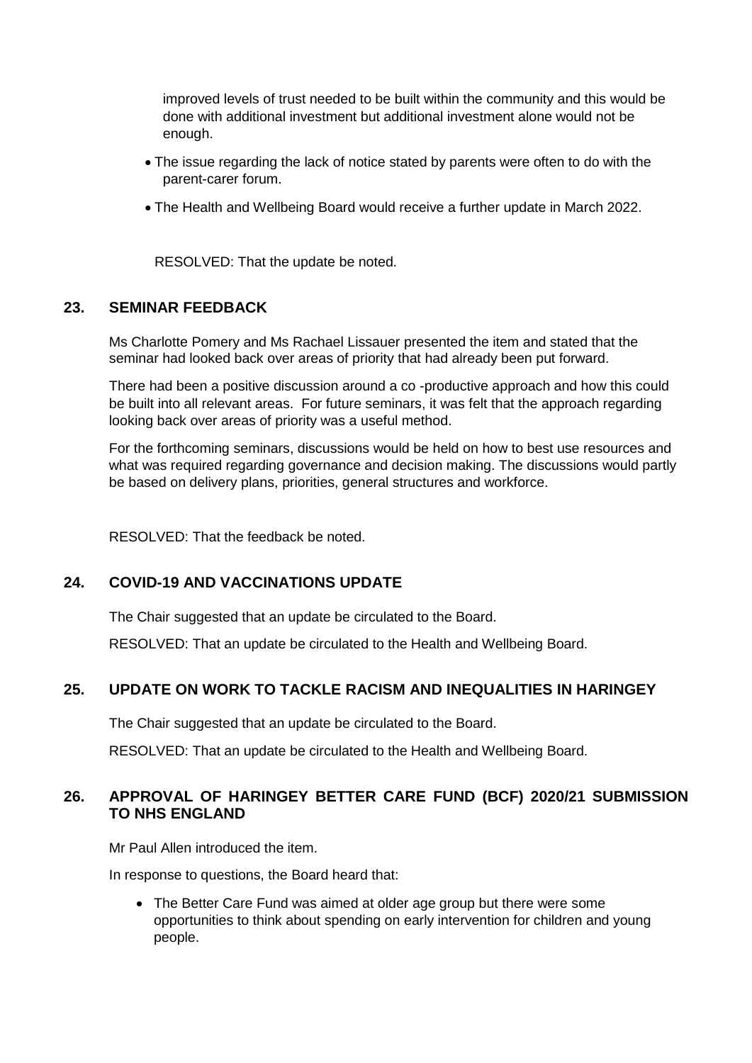improved levels of trust needed to be built within the community and this would be done with additional investment but additional investment alone would not be enough.

- The issue regarding the lack of notice stated by parents were often to do with the parent-carer forum.
- The Health and Wellbeing Board would receive a further update in March 2022.

RESOLVED: That the update be noted.

## 23. SEMINAR FEEDBACK

Ms Charlotte Pomery and Ms Rachael Lissauer presented the item and stated that the seminar had looked back over areas of priority that had already been put forward.

There had been a positive discussion around a co -productive approach and how this could be built into all relevant areas. For future seminars, it was felt that the approach regarding looking back over areas of priority was a useful method.

For the forthcoming seminars, discussions would be held on how to best use resources and what was required regarding governance and decision making. The discussions would partly be based on delivery plans, priorities, general structures and workforce.

RESOLVED: That the feedback be noted.

## 24. COVID-19 AND VACCINATIONS UPDATE

The Chair suggested that an update be circulated to the Board.

RESOLVED: That an update be circulated to the Health and Wellbeing Board.

## 25. UPDATE ON WORK TO TACKLE RACISM AND INEQUALITIES IN HARINGEY

The Chair suggested that an update be circulated to the Board.

RESOLVED: That an update be circulated to the Health and Wellbeing Board.

## 26. APPROVAL OF HARINGEY BETTER CARE FUND (BCF) 2020/21 SUBMISSION TO NHS ENGLAND

Mr Paul Allen introduced the item.

In response to questions, the Board heard that:

- The Better Care Fund was aimed at older age group but there were some opportunities to think about spending on early intervention for children and young people.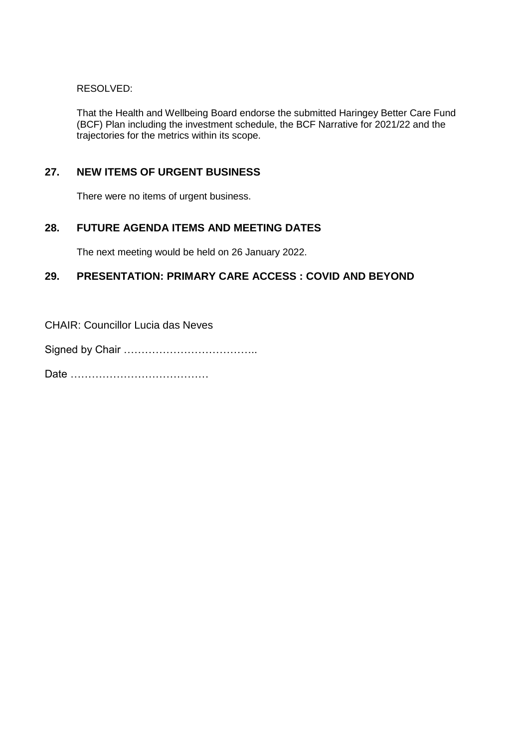RESOLVED:

That the Health and Wellbeing Board endorse the submitted Haringey Better Care Fund (BCF) Plan including the investment schedule, the BCF Narrative for 2021/22 and the trajectories for the metrics within its scope.

## 27. NEW ITEMS OF URGENT BUSINESS

There were no items of urgent business.

## 28. FUTURE AGENDA ITEMS AND MEETING DATES

The next meeting would be held on 26 January 2022.

## 29. PRESENTATION: PRIMARY CARE ACCESS : COVID AND BEYOND

CHAIR: Councillor Lucia das Neves

Signed by Chair ………………………………..

Date …………………………………